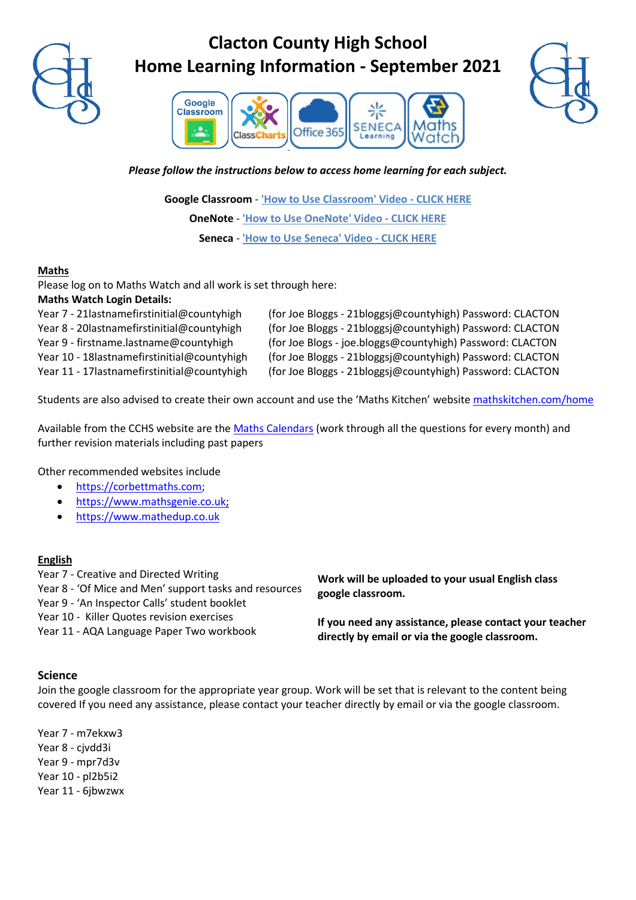# Clacton County High School
# Home Learning Information - September 2021

*Please follow the instructions below to access home learning for each subject.*

**Google Classroom** - ['How to Use Classroom' Video - CLICK HERE]()

**OneNote** - ['How to Use OneNote' Video - CLICK HERE]()

**Seneca** - ['How to Use Seneca' Video - CLICK HERE]()

## Maths

Please log on to Maths Watch and all work is set through here:

**Maths Watch Login Details:**

| | |
|---|---|
| Year 7 - 21lastnamefirstinitial@countyhigh | (for Joe Bloggs - 21bloggsj@countyhigh) Password: CLACTON |
| Year 8 - 20lastnamefirstinitial@countyhigh | (for Joe Bloggs - 21bloggsj@countyhigh) Password: CLACTON |
| Year 9 - firstname.lastname@countyhigh | (for Joe Blogs - joe.bloggs@countyhigh) Password: CLACTON |
| Year 10 - 18lastnamefirstinitial@countyhigh | (for Joe Bloggs - 21bloggsj@countyhigh) Password: CLACTON |
| Year 11 - 17lastnamefirstinitial@countyhigh | (for Joe Bloggs - 21bloggsj@countyhigh) Password: CLACTON |

Students are also advised to create their own account and use the 'Maths Kitchen' website mathskitchen.com/home

Available from the CCHS website are the Maths Calendars (work through all the questions for every month) and further revision materials including past papers

Other recommended websites include

- https://corbettmaths.com;
- https://www.mathsgenie.co.uk;
- https://www.mathedup.co.uk

## English

Year 7 - Creative and Directed Writing
Year 8 - 'Of Mice and Men' support tasks and resources
Year 9 - 'An Inspector Calls' student booklet
Year 10 - Killer Quotes revision exercises
Year 11 - AQA Language Paper Two workbook

**Work will be uploaded to your usual English class google classroom.**

**If you need any assistance, please contact your teacher directly by email or via the google classroom.**

## Science

Join the google classroom for the appropriate year group. Work will be set that is relevant to the content being covered If you need any assistance, please contact your teacher directly by email or via the google classroom.

Year 7 - m7ekxw3
Year 8 - cjvdd3i
Year 9 - mpr7d3v
Year 10 - pl2b5i2
Year 11 - 6jbwzwx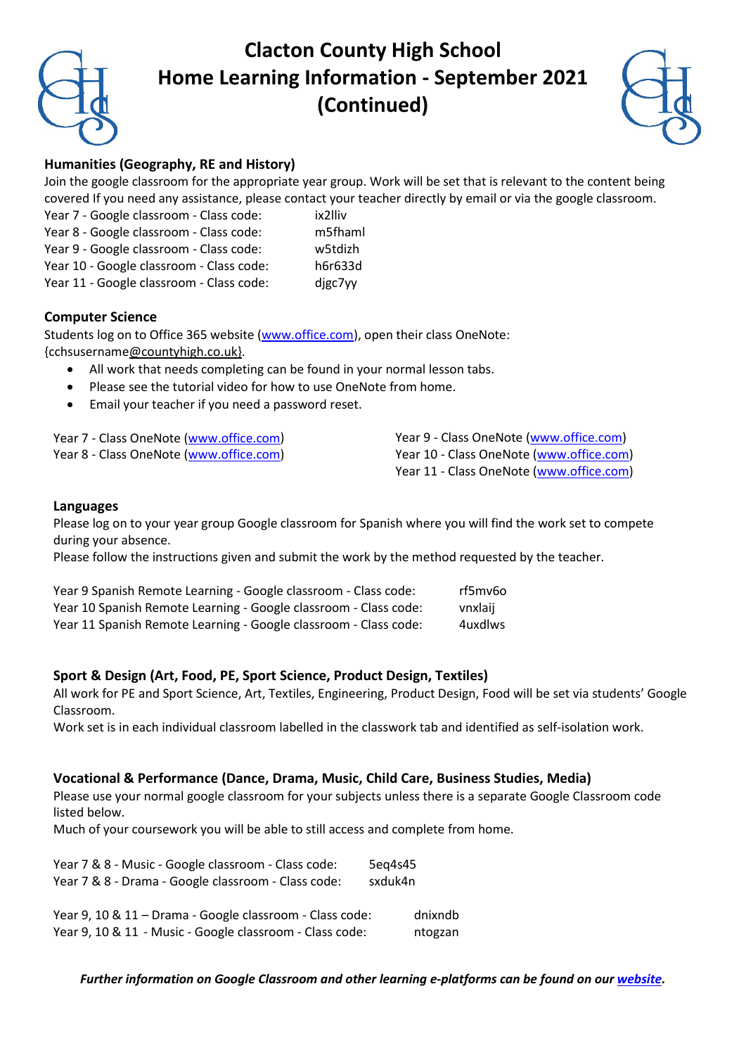# Clacton County High School
# Home Learning Information - September 2021 (Continued)

### Humanities (Geography, RE and History)

Join the google classroom for the appropriate year group. Work will be set that is relevant to the content being covered If you need any assistance, please contact your teacher directly by email or via the google classroom.

| | |
|---|---|
| Year 7 - Google classroom - Class code: | ix2lliv |
| Year 8 - Google classroom - Class code: | m5fhaml |
| Year 9 - Google classroom - Class code: | w5tdizh |
| Year 10 - Google classroom - Class code: | h6r633d |
| Year 11 - Google classroom - Class code: | djgc7yy |

### Computer Science

Students log on to Office 365 website (www.office.com), open their class OneNote: {cchsusername@countyhigh.co.uk}.

- All work that needs completing can be found in your normal lesson tabs.
- Please see the tutorial video for how to use OneNote from home.
- Email your teacher if you need a password reset.

Year 7 - Class OneNote (www.office.com)
Year 8 - Class OneNote (www.office.com)
Year 9 - Class OneNote (www.office.com)
Year 10 - Class OneNote (www.office.com)
Year 11 - Class OneNote (www.office.com)

### Languages

Please log on to your year group Google classroom for Spanish where you will find the work set to compete during your absence.
Please follow the instructions given and submit the work by the method requested by the teacher.

| | |
|---|---|
| Year 9 Spanish Remote Learning - Google classroom - Class code: | rf5mv6o |
| Year 10 Spanish Remote Learning - Google classroom - Class code: | vnxlaij |
| Year 11 Spanish Remote Learning - Google classroom - Class code: | 4uxdlws |

### Sport & Design (Art, Food, PE, Sport Science, Product Design, Textiles)

All work for PE and Sport Science, Art, Textiles, Engineering, Product Design, Food will be set via students' Google Classroom.
Work set is in each individual classroom labelled in the classwork tab and identified as self-isolation work.

### Vocational & Performance (Dance, Drama, Music, Child Care, Business Studies, Media)

Please use your normal google classroom for your subjects unless there is a separate Google Classroom code listed below.
Much of your coursework you will be able to still access and complete from home.

| | |
|---|---|
| Year 7 & 8 - Music - Google classroom - Class code: | 5eq4s45 |
| Year 7 & 8 - Drama - Google classroom - Class code: | sxduk4n |
| Year 9, 10 & 11 – Drama - Google classroom - Class code: | dnixndb |
| Year 9, 10 & 11 - Music - Google classroom - Class code: | ntogzan |

***Further information on Google Classroom and other learning e-platforms can be found on our website.***